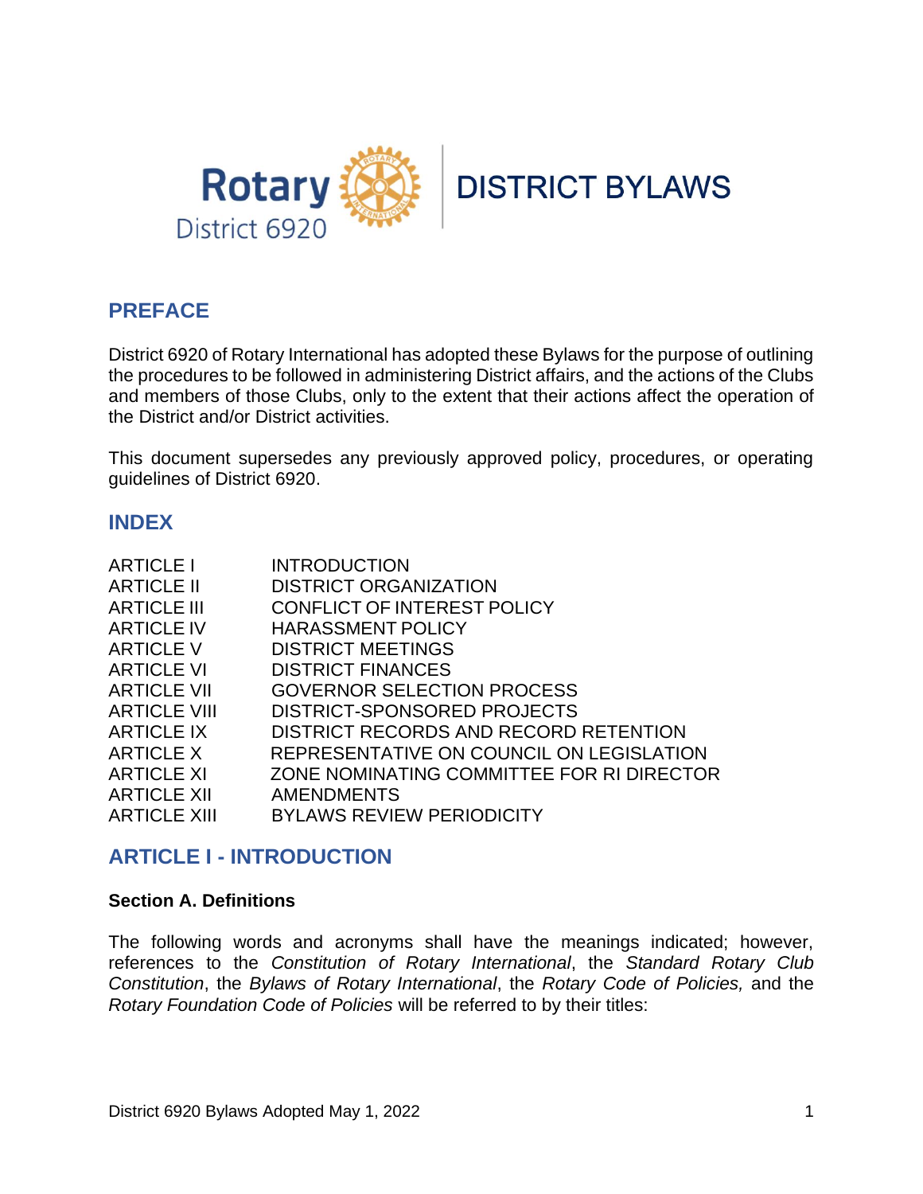Rotary District 6920

# DISTRICT BYLAWS

## PREFACE

District 6920 of Rotary International has adopted these Bylaws for the purpose of outlining the procedures to be followed in administering District affairs, and the actions of the Clubs and members of those Clubs, only to the extent that their actions affect the operation of the District and/or District activities.

This document supersedes any previously approved policy, procedures, or operating guidelines of District 6920.

## INDEX

| | |
|---|---|
| ARTICLE I | INTRODUCTION |
| ARTICLE II | DISTRICT ORGANIZATION |
| ARTICLE III | CONFLICT OF INTEREST POLICY |
| ARTICLE IV | HARASSMENT POLICY |
| ARTICLE V | DISTRICT MEETINGS |
| ARTICLE VI | DISTRICT FINANCES |
| ARTICLE VII | GOVERNOR SELECTION PROCESS |
| ARTICLE VIII | DISTRICT-SPONSORED PROJECTS |
| ARTICLE IX | DISTRICT RECORDS AND RECORD RETENTION |
| ARTICLE X | REPRESENTATIVE ON COUNCIL ON LEGISLATION |
| ARTICLE XI | ZONE NOMINATING COMMITTEE FOR RI DIRECTOR |
| ARTICLE XII | AMENDMENTS |
| ARTICLE XIII | BYLAWS REVIEW PERIODICITY |

## ARTICLE I - INTRODUCTION

### Section A. Definitions

The following words and acronyms shall have the meanings indicated; however, references to the *Constitution of Rotary International*, the *Standard Rotary Club Constitution*, the *Bylaws of Rotary International*, the *Rotary Code of Policies,* and the *Rotary Foundation Code of Policies* will be referred to by their titles: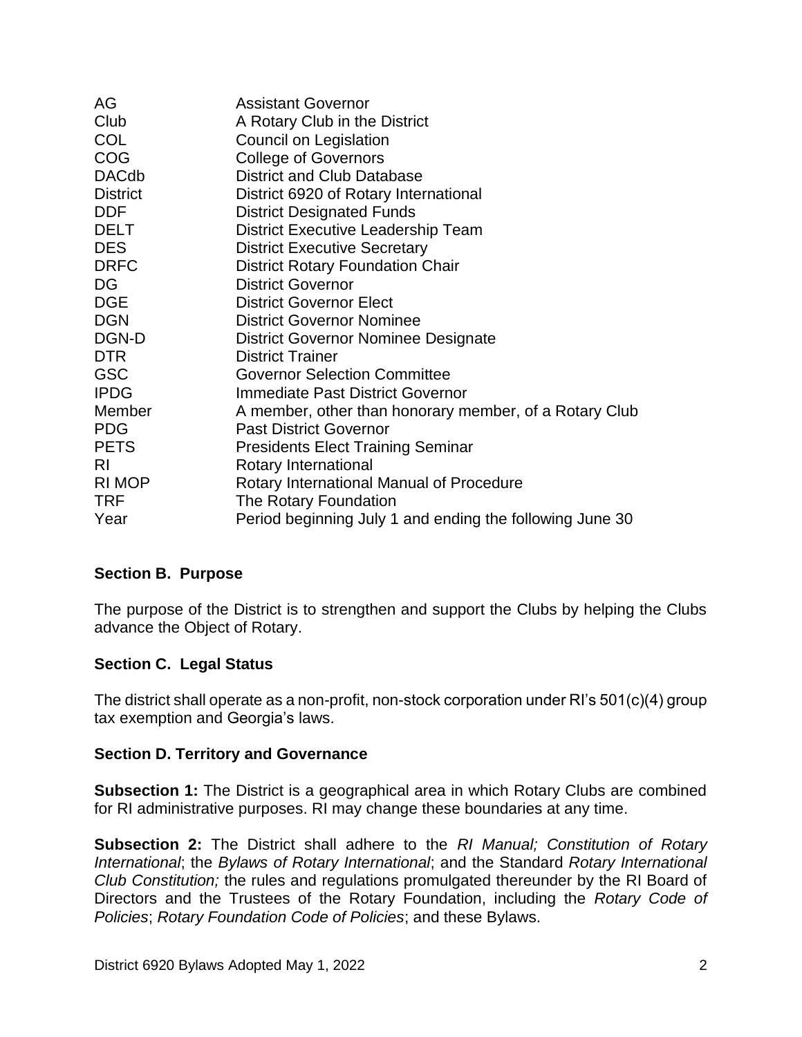| | |
|---|---|
| AG | Assistant Governor |
| Club | A Rotary Club in the District |
| COL | Council on Legislation |
| COG | College of Governors |
| DACdb | District and Club Database |
| District | District 6920 of Rotary International |
| DDF | District Designated Funds |
| DELT | District Executive Leadership Team |
| DES | District Executive Secretary |
| DRFC | District Rotary Foundation Chair |
| DG | District Governor |
| DGE | District Governor Elect |
| DGN | District Governor Nominee |
| DGN-D | District Governor Nominee Designate |
| DTR | District Trainer |
| GSC | Governor Selection Committee |
| IPDG | Immediate Past District Governor |
| Member | A member, other than honorary member, of a Rotary Club |
| PDG | Past District Governor |
| PETS | Presidents Elect Training Seminar |
| RI | Rotary International |
| RI MOP | Rotary International Manual of Procedure |
| TRF | The Rotary Foundation |
| Year | Period beginning July 1 and ending the following June 30 |

### Section B. Purpose

The purpose of the District is to strengthen and support the Clubs by helping the Clubs advance the Object of Rotary.

### Section C. Legal Status

The district shall operate as a non-profit, non-stock corporation under RI's 501(c)(4) group tax exemption and Georgia's laws.

### Section D. Territory and Governance

**Subsection 1:** The District is a geographical area in which Rotary Clubs are combined for RI administrative purposes. RI may change these boundaries at any time.

**Subsection 2:** The District shall adhere to the *RI Manual; Constitution of Rotary International*; the *Bylaws of Rotary International*; and the Standard *Rotary International Club Constitution;* the rules and regulations promulgated thereunder by the RI Board of Directors and the Trustees of the Rotary Foundation, including the *Rotary Code of Policies*; *Rotary Foundation Code of Policies*; and these Bylaws.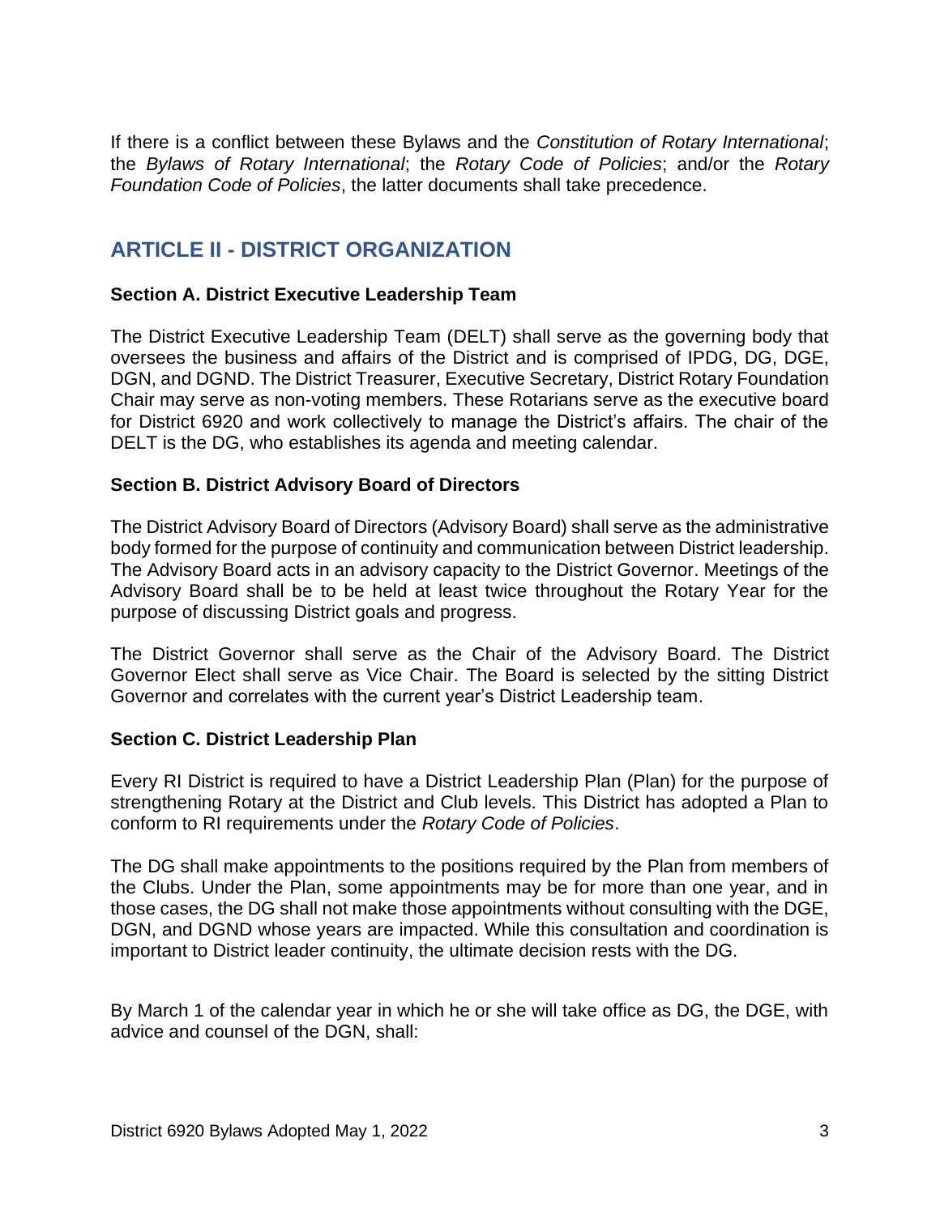If there is a conflict between these Bylaws and the *Constitution of Rotary International*; the *Bylaws of Rotary International*; the *Rotary Code of Policies*; and/or the *Rotary Foundation Code of Policies*, the latter documents shall take precedence.

## ARTICLE II - DISTRICT ORGANIZATION

**Section A. District Executive Leadership Team**

The District Executive Leadership Team (DELT) shall serve as the governing body that oversees the business and affairs of the District and is comprised of IPDG, DG, DGE, DGN, and DGND. The District Treasurer, Executive Secretary, District Rotary Foundation Chair may serve as non-voting members. These Rotarians serve as the executive board for District 6920 and work collectively to manage the District's affairs. The chair of the DELT is the DG, who establishes its agenda and meeting calendar.

**Section B. District Advisory Board of Directors**

The District Advisory Board of Directors (Advisory Board) shall serve as the administrative body formed for the purpose of continuity and communication between District leadership. The Advisory Board acts in an advisory capacity to the District Governor. Meetings of the Advisory Board shall be to be held at least twice throughout the Rotary Year for the purpose of discussing District goals and progress.

The District Governor shall serve as the Chair of the Advisory Board. The District Governor Elect shall serve as Vice Chair. The Board is selected by the sitting District Governor and correlates with the current year's District Leadership team.

**Section C. District Leadership Plan**

Every RI District is required to have a District Leadership Plan (Plan) for the purpose of strengthening Rotary at the District and Club levels. This District has adopted a Plan to conform to RI requirements under the *Rotary Code of Policies*.

The DG shall make appointments to the positions required by the Plan from members of the Clubs. Under the Plan, some appointments may be for more than one year, and in those cases, the DG shall not make those appointments without consulting with the DGE, DGN, and DGND whose years are impacted. While this consultation and coordination is important to District leader continuity, the ultimate decision rests with the DG.

By March 1 of the calendar year in which he or she will take office as DG, the DGE, with advice and counsel of the DGN, shall: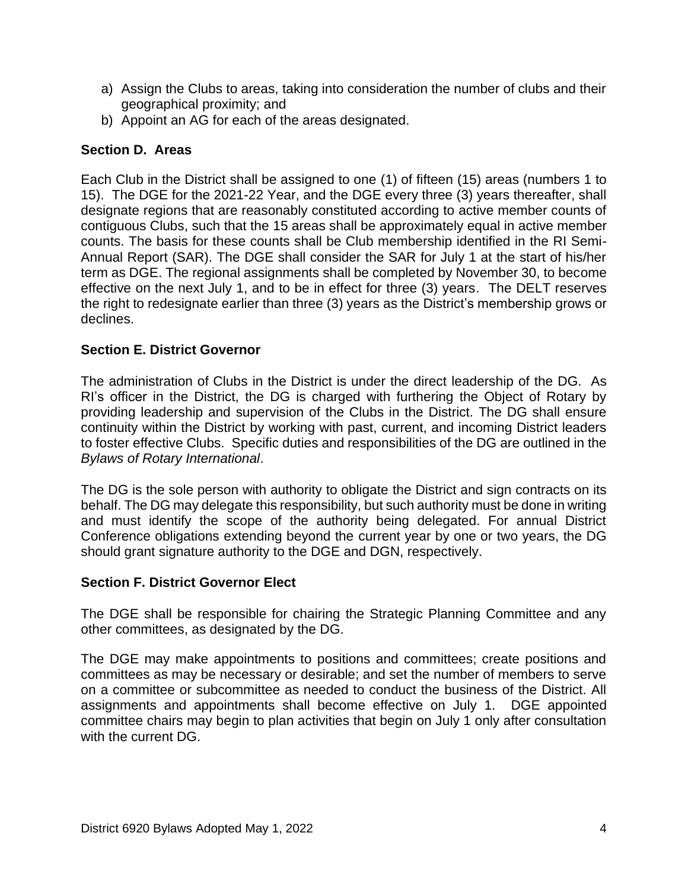a) Assign the Clubs to areas, taking into consideration the number of clubs and their geographical proximity; and
b) Appoint an AG for each of the areas designated.

### Section D. Areas

Each Club in the District shall be assigned to one (1) of fifteen (15) areas (numbers 1 to 15). The DGE for the 2021-22 Year, and the DGE every three (3) years thereafter, shall designate regions that are reasonably constituted according to active member counts of contiguous Clubs, such that the 15 areas shall be approximately equal in active member counts. The basis for these counts shall be Club membership identified in the RI Semi-Annual Report (SAR). The DGE shall consider the SAR for July 1 at the start of his/her term as DGE. The regional assignments shall be completed by November 30, to become effective on the next July 1, and to be in effect for three (3) years. The DELT reserves the right to redesignate earlier than three (3) years as the District's membership grows or declines.

### Section E. District Governor

The administration of Clubs in the District is under the direct leadership of the DG. As RI's officer in the District, the DG is charged with furthering the Object of Rotary by providing leadership and supervision of the Clubs in the District. The DG shall ensure continuity within the District by working with past, current, and incoming District leaders to foster effective Clubs. Specific duties and responsibilities of the DG are outlined in the *Bylaws of Rotary International*.

The DG is the sole person with authority to obligate the District and sign contracts on its behalf. The DG may delegate this responsibility, but such authority must be done in writing and must identify the scope of the authority being delegated. For annual District Conference obligations extending beyond the current year by one or two years, the DG should grant signature authority to the DGE and DGN, respectively.

### Section F. District Governor Elect

The DGE shall be responsible for chairing the Strategic Planning Committee and any other committees, as designated by the DG.

The DGE may make appointments to positions and committees; create positions and committees as may be necessary or desirable; and set the number of members to serve on a committee or subcommittee as needed to conduct the business of the District. All assignments and appointments shall become effective on July 1. DGE appointed committee chairs may begin to plan activities that begin on July 1 only after consultation with the current DG.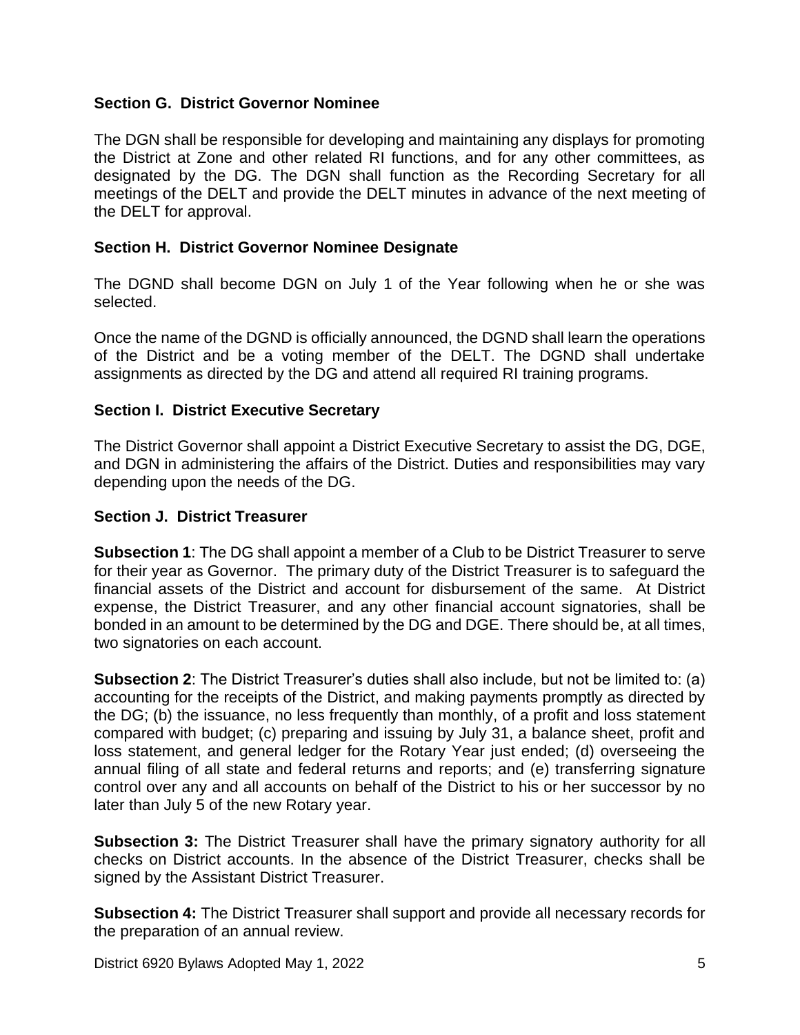### Section G. District Governor Nominee

The DGN shall be responsible for developing and maintaining any displays for promoting the District at Zone and other related RI functions, and for any other committees, as designated by the DG. The DGN shall function as the Recording Secretary for all meetings of the DELT and provide the DELT minutes in advance of the next meeting of the DELT for approval.

### Section H. District Governor Nominee Designate

The DGND shall become DGN on July 1 of the Year following when he or she was selected.

Once the name of the DGND is officially announced, the DGND shall learn the operations of the District and be a voting member of the DELT. The DGND shall undertake assignments as directed by the DG and attend all required RI training programs.

### Section I. District Executive Secretary

The District Governor shall appoint a District Executive Secretary to assist the DG, DGE, and DGN in administering the affairs of the District. Duties and responsibilities may vary depending upon the needs of the DG.

### Section J. District Treasurer

**Subsection 1**: The DG shall appoint a member of a Club to be District Treasurer to serve for their year as Governor. The primary duty of the District Treasurer is to safeguard the financial assets of the District and account for disbursement of the same. At District expense, the District Treasurer, and any other financial account signatories, shall be bonded in an amount to be determined by the DG and DGE. There should be, at all times, two signatories on each account.

**Subsection 2**: The District Treasurer's duties shall also include, but not be limited to: (a) accounting for the receipts of the District, and making payments promptly as directed by the DG; (b) the issuance, no less frequently than monthly, of a profit and loss statement compared with budget; (c) preparing and issuing by July 31, a balance sheet, profit and loss statement, and general ledger for the Rotary Year just ended; (d) overseeing the annual filing of all state and federal returns and reports; and (e) transferring signature control over any and all accounts on behalf of the District to his or her successor by no later than July 5 of the new Rotary year.

**Subsection 3:** The District Treasurer shall have the primary signatory authority for all checks on District accounts. In the absence of the District Treasurer, checks shall be signed by the Assistant District Treasurer.

**Subsection 4:** The District Treasurer shall support and provide all necessary records for the preparation of an annual review.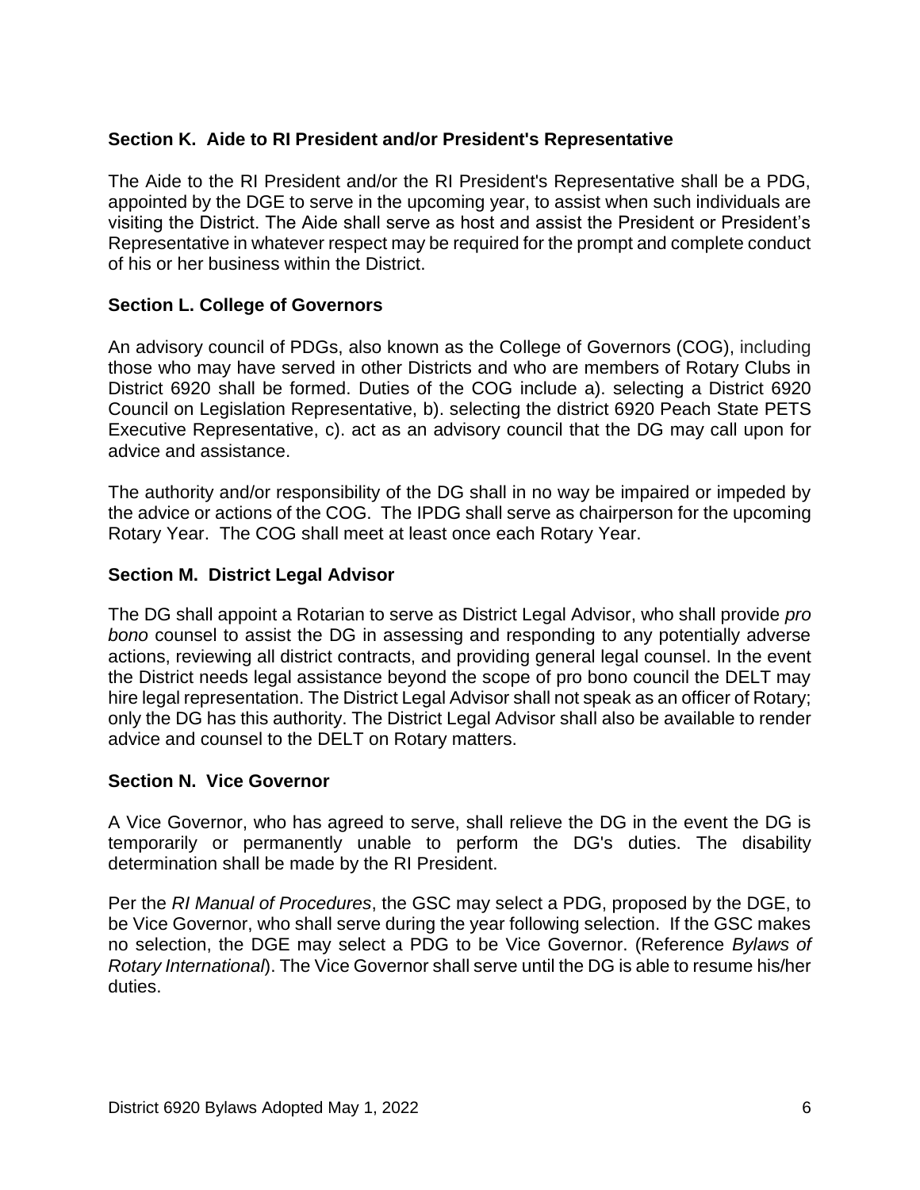### Section K.  Aide to RI President and/or President's Representative

The Aide to the RI President and/or the RI President's Representative shall be a PDG, appointed by the DGE to serve in the upcoming year, to assist when such individuals are visiting the District. The Aide shall serve as host and assist the President or President's Representative in whatever respect may be required for the prompt and complete conduct of his or her business within the District.

### Section L. College of Governors

An advisory council of PDGs, also known as the College of Governors (COG), including those who may have served in other Districts and who are members of Rotary Clubs in District 6920 shall be formed. Duties of the COG include a). selecting a District 6920 Council on Legislation Representative, b). selecting the district 6920 Peach State PETS Executive Representative, c). act as an advisory council that the DG may call upon for advice and assistance.

The authority and/or responsibility of the DG shall in no way be impaired or impeded by the advice or actions of the COG.  The IPDG shall serve as chairperson for the upcoming Rotary Year.  The COG shall meet at least once each Rotary Year.

### Section M.  District Legal Advisor

The DG shall appoint a Rotarian to serve as District Legal Advisor, who shall provide *pro bono* counsel to assist the DG in assessing and responding to any potentially adverse actions, reviewing all district contracts, and providing general legal counsel. In the event the District needs legal assistance beyond the scope of pro bono council the DELT may hire legal representation. The District Legal Advisor shall not speak as an officer of Rotary; only the DG has this authority. The District Legal Advisor shall also be available to render advice and counsel to the DELT on Rotary matters.

### Section N.  Vice Governor

A Vice Governor, who has agreed to serve, shall relieve the DG in the event the DG is temporarily or permanently unable to perform the DG's duties. The disability determination shall be made by the RI President.

Per the *RI Manual of Procedures*, the GSC may select a PDG, proposed by the DGE, to be Vice Governor, who shall serve during the year following selection.  If the GSC makes no selection, the DGE may select a PDG to be Vice Governor. (Reference *Bylaws of Rotary International*). The Vice Governor shall serve until the DG is able to resume his/her duties.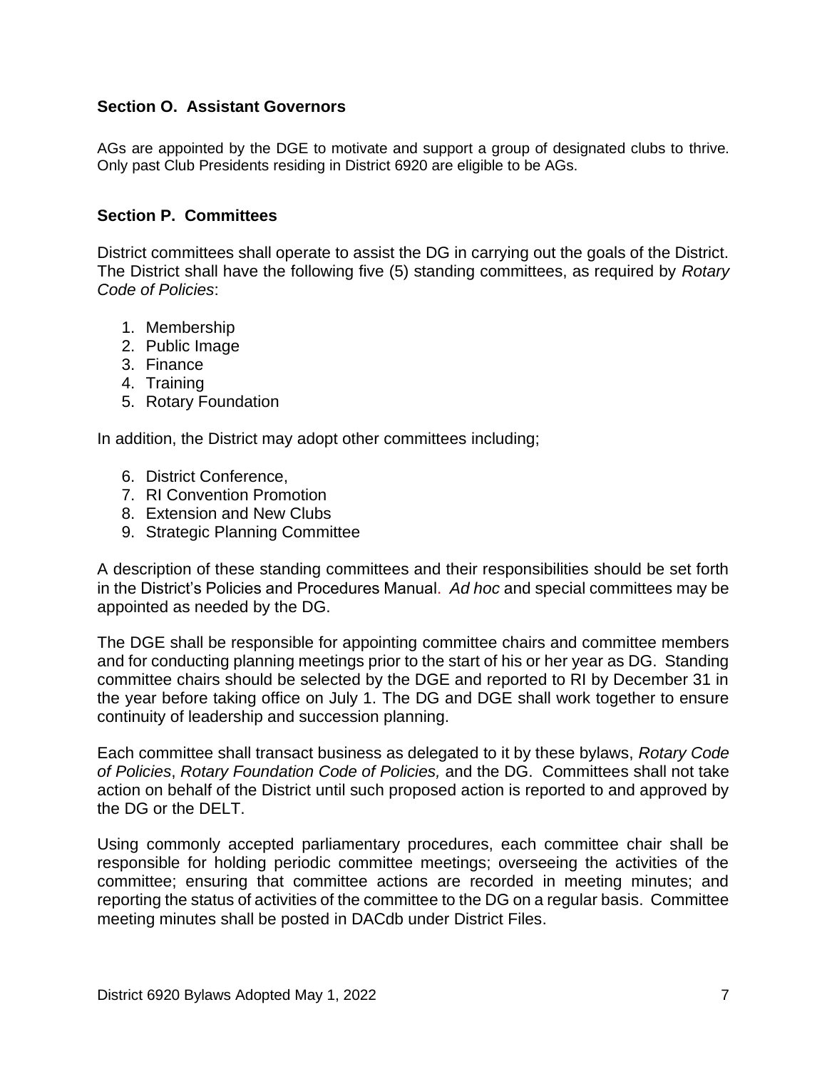### Section O. Assistant Governors

AGs are appointed by the DGE to motivate and support a group of designated clubs to thrive. Only past Club Presidents residing in District 6920 are eligible to be AGs.

### Section P. Committees

District committees shall operate to assist the DG in carrying out the goals of the District. The District shall have the following five (5) standing committees, as required by *Rotary Code of Policies*:

1. Membership
2. Public Image
3. Finance
4. Training
5. Rotary Foundation

In addition, the District may adopt other committees including;

6. District Conference,
7. RI Convention Promotion
8. Extension and New Clubs
9. Strategic Planning Committee

A description of these standing committees and their responsibilities should be set forth in the District's Policies and Procedures Manual. *Ad hoc* and special committees may be appointed as needed by the DG.

The DGE shall be responsible for appointing committee chairs and committee members and for conducting planning meetings prior to the start of his or her year as DG. Standing committee chairs should be selected by the DGE and reported to RI by December 31 in the year before taking office on July 1. The DG and DGE shall work together to ensure continuity of leadership and succession planning.

Each committee shall transact business as delegated to it by these bylaws, *Rotary Code of Policies*, *Rotary Foundation Code of Policies,* and the DG. Committees shall not take action on behalf of the District until such proposed action is reported to and approved by the DG or the DELT.

Using commonly accepted parliamentary procedures, each committee chair shall be responsible for holding periodic committee meetings; overseeing the activities of the committee; ensuring that committee actions are recorded in meeting minutes; and reporting the status of activities of the committee to the DG on a regular basis. Committee meeting minutes shall be posted in DACdb under District Files.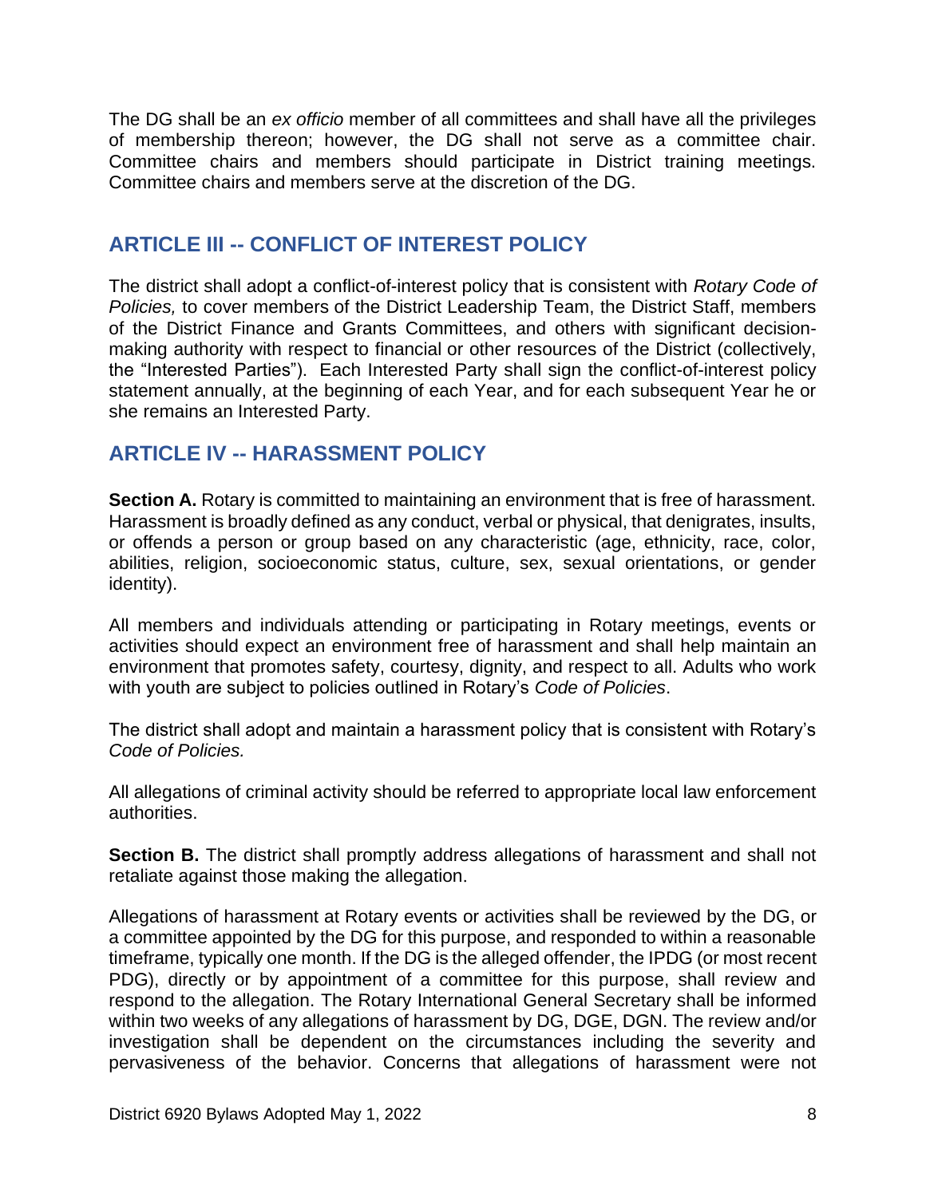The DG shall be an *ex officio* member of all committees and shall have all the privileges of membership thereon; however, the DG shall not serve as a committee chair. Committee chairs and members should participate in District training meetings. Committee chairs and members serve at the discretion of the DG.

## ARTICLE III -- CONFLICT OF INTEREST POLICY

The district shall adopt a conflict-of-interest policy that is consistent with *Rotary Code of Policies,* to cover members of the District Leadership Team, the District Staff, members of the District Finance and Grants Committees, and others with significant decision-making authority with respect to financial or other resources of the District (collectively, the "Interested Parties"). Each Interested Party shall sign the conflict-of-interest policy statement annually, at the beginning of each Year, and for each subsequent Year he or she remains an Interested Party.

## ARTICLE IV -- HARASSMENT POLICY

**Section A.** Rotary is committed to maintaining an environment that is free of harassment. Harassment is broadly defined as any conduct, verbal or physical, that denigrates, insults, or offends a person or group based on any characteristic (age, ethnicity, race, color, abilities, religion, socioeconomic status, culture, sex, sexual orientations, or gender identity).

All members and individuals attending or participating in Rotary meetings, events or activities should expect an environment free of harassment and shall help maintain an environment that promotes safety, courtesy, dignity, and respect to all. Adults who work with youth are subject to policies outlined in Rotary's *Code of Policies*.

The district shall adopt and maintain a harassment policy that is consistent with Rotary's *Code of Policies.*

All allegations of criminal activity should be referred to appropriate local law enforcement authorities.

**Section B.** The district shall promptly address allegations of harassment and shall not retaliate against those making the allegation.

Allegations of harassment at Rotary events or activities shall be reviewed by the DG, or a committee appointed by the DG for this purpose, and responded to within a reasonable timeframe, typically one month. If the DG is the alleged offender, the IPDG (or most recent PDG), directly or by appointment of a committee for this purpose, shall review and respond to the allegation. The Rotary International General Secretary shall be informed within two weeks of any allegations of harassment by DG, DGE, DGN. The review and/or investigation shall be dependent on the circumstances including the severity and pervasiveness of the behavior. Concerns that allegations of harassment were not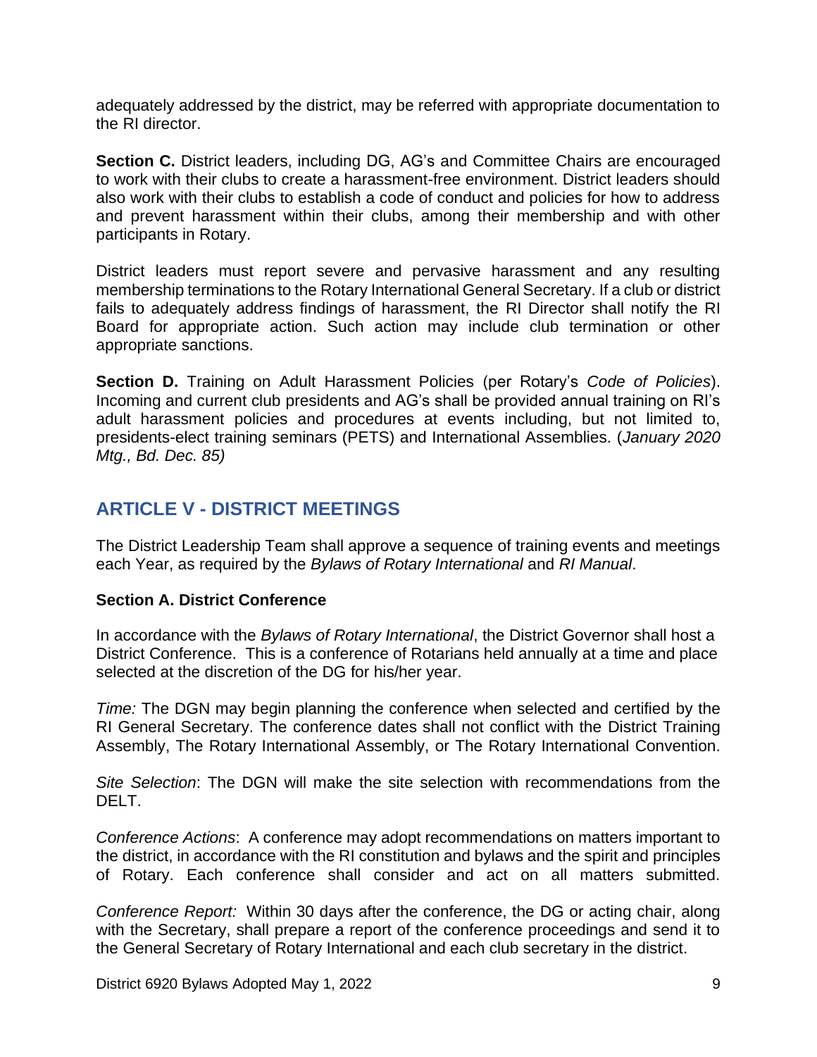adequately addressed by the district, may be referred with appropriate documentation to the RI director.

**Section C.** District leaders, including DG, AG's and Committee Chairs are encouraged to work with their clubs to create a harassment-free environment. District leaders should also work with their clubs to establish a code of conduct and policies for how to address and prevent harassment within their clubs, among their membership and with other participants in Rotary.

District leaders must report severe and pervasive harassment and any resulting membership terminations to the Rotary International General Secretary. If a club or district fails to adequately address findings of harassment, the RI Director shall notify the RI Board for appropriate action. Such action may include club termination or other appropriate sanctions.

**Section D.** Training on Adult Harassment Policies (per Rotary's *Code of Policies*). Incoming and current club presidents and AG's shall be provided annual training on RI's adult harassment policies and procedures at events including, but not limited to, presidents-elect training seminars (PETS) and International Assemblies. (*January 2020 Mtg., Bd. Dec. 85)*

## ARTICLE V - DISTRICT MEETINGS

The District Leadership Team shall approve a sequence of training events and meetings each Year, as required by the *Bylaws of Rotary International* and *RI Manual*.

### Section A. District Conference

In accordance with the *Bylaws of Rotary International*, the District Governor shall host a District Conference. This is a conference of Rotarians held annually at a time and place selected at the discretion of the DG for his/her year.

*Time:* The DGN may begin planning the conference when selected and certified by the RI General Secretary. The conference dates shall not conflict with the District Training Assembly, The Rotary International Assembly, or The Rotary International Convention.

*Site Selection*: The DGN will make the site selection with recommendations from the DELT.

*Conference Actions*: A conference may adopt recommendations on matters important to the district, in accordance with the RI constitution and bylaws and the spirit and principles of Rotary. Each conference shall consider and act on all matters submitted.

*Conference Report:* Within 30 days after the conference, the DG or acting chair, along with the Secretary, shall prepare a report of the conference proceedings and send it to the General Secretary of Rotary International and each club secretary in the district.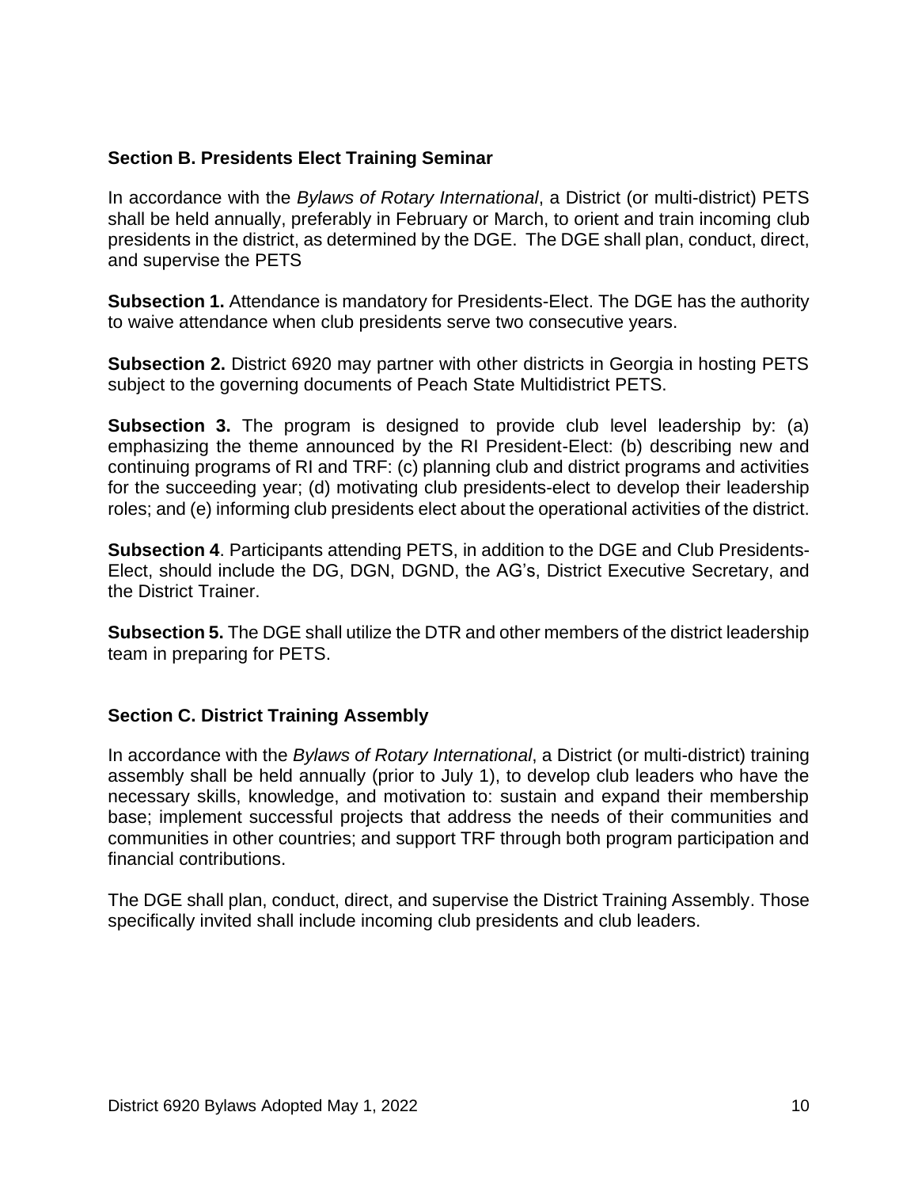## Section B. Presidents Elect Training Seminar

In accordance with the *Bylaws of Rotary International*, a District (or multi-district) PETS shall be held annually, preferably in February or March, to orient and train incoming club presidents in the district, as determined by the DGE. The DGE shall plan, conduct, direct, and supervise the PETS

**Subsection 1.** Attendance is mandatory for Presidents-Elect. The DGE has the authority to waive attendance when club presidents serve two consecutive years.

**Subsection 2.** District 6920 may partner with other districts in Georgia in hosting PETS subject to the governing documents of Peach State Multidistrict PETS.

**Subsection 3.** The program is designed to provide club level leadership by: (a) emphasizing the theme announced by the RI President-Elect: (b) describing new and continuing programs of RI and TRF: (c) planning club and district programs and activities for the succeeding year; (d) motivating club presidents-elect to develop their leadership roles; and (e) informing club presidents elect about the operational activities of the district.

**Subsection 4**. Participants attending PETS, in addition to the DGE and Club Presidents-Elect, should include the DG, DGN, DGND, the AG's, District Executive Secretary, and the District Trainer.

**Subsection 5.** The DGE shall utilize the DTR and other members of the district leadership team in preparing for PETS.

## Section C. District Training Assembly

In accordance with the *Bylaws of Rotary International*, a District (or multi-district) training assembly shall be held annually (prior to July 1), to develop club leaders who have the necessary skills, knowledge, and motivation to: sustain and expand their membership base; implement successful projects that address the needs of their communities and communities in other countries; and support TRF through both program participation and financial contributions.

The DGE shall plan, conduct, direct, and supervise the District Training Assembly. Those specifically invited shall include incoming club presidents and club leaders.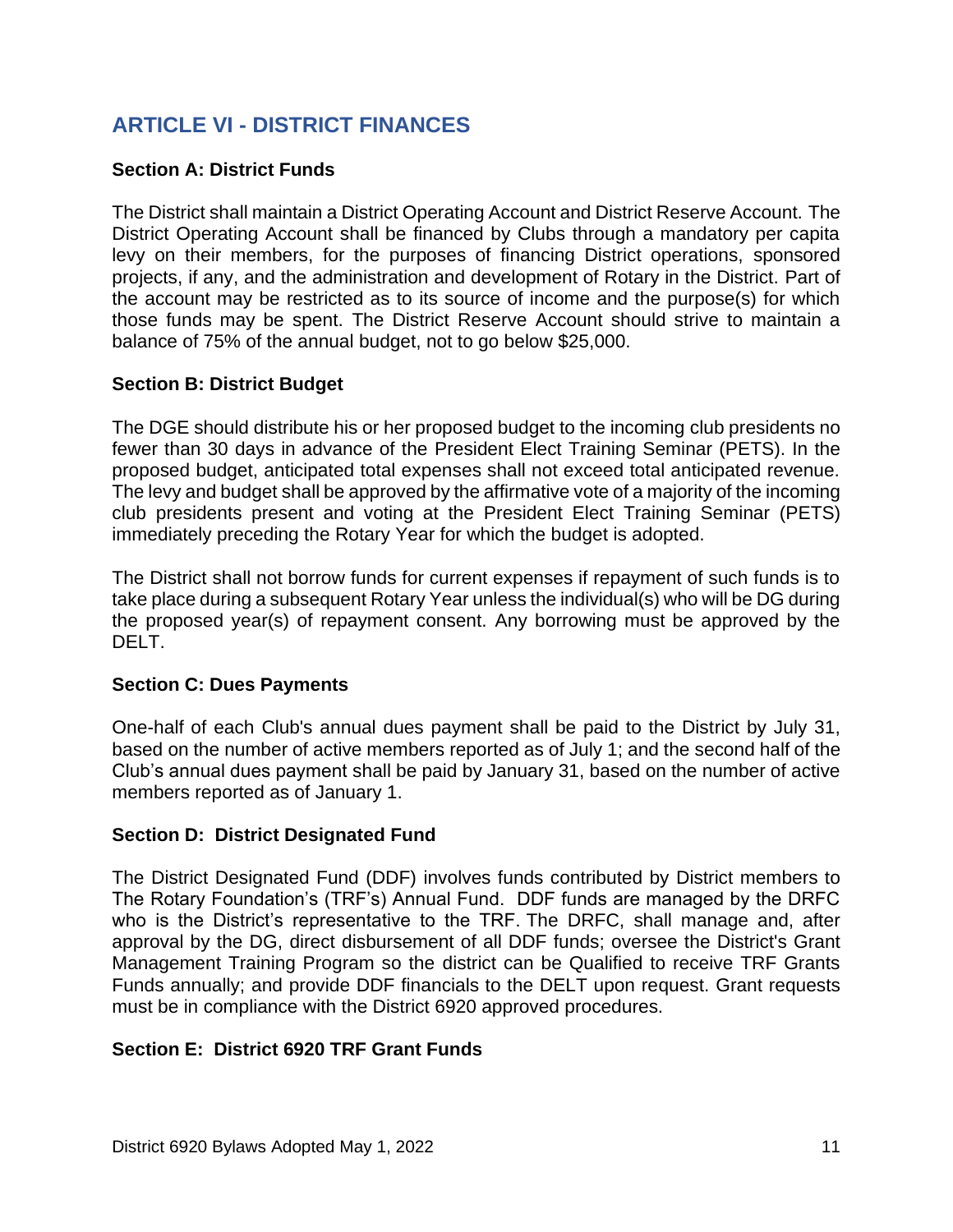## ARTICLE VI - DISTRICT FINANCES

### Section A: District Funds

The District shall maintain a District Operating Account and District Reserve Account. The District Operating Account shall be financed by Clubs through a mandatory per capita levy on their members, for the purposes of financing District operations, sponsored projects, if any, and the administration and development of Rotary in the District. Part of the account may be restricted as to its source of income and the purpose(s) for which those funds may be spent. The District Reserve Account should strive to maintain a balance of 75% of the annual budget, not to go below $25,000.

### Section B: District Budget

The DGE should distribute his or her proposed budget to the incoming club presidents no fewer than 30 days in advance of the President Elect Training Seminar (PETS). In the proposed budget, anticipated total expenses shall not exceed total anticipated revenue. The levy and budget shall be approved by the affirmative vote of a majority of the incoming club presidents present and voting at the President Elect Training Seminar (PETS) immediately preceding the Rotary Year for which the budget is adopted.

The District shall not borrow funds for current expenses if repayment of such funds is to take place during a subsequent Rotary Year unless the individual(s) who will be DG during the proposed year(s) of repayment consent. Any borrowing must be approved by the DELT.

### Section C: Dues Payments

One-half of each Club's annual dues payment shall be paid to the District by July 31, based on the number of active members reported as of July 1; and the second half of the Club's annual dues payment shall be paid by January 31, based on the number of active members reported as of January 1.

### Section D: District Designated Fund

The District Designated Fund (DDF) involves funds contributed by District members to The Rotary Foundation's (TRF's) Annual Fund. DDF funds are managed by the DRFC who is the District's representative to the TRF. The DRFC, shall manage and, after approval by the DG, direct disbursement of all DDF funds; oversee the District's Grant Management Training Program so the district can be Qualified to receive TRF Grants Funds annually; and provide DDF financials to the DELT upon request. Grant requests must be in compliance with the District 6920 approved procedures.

### Section E: District 6920 TRF Grant Funds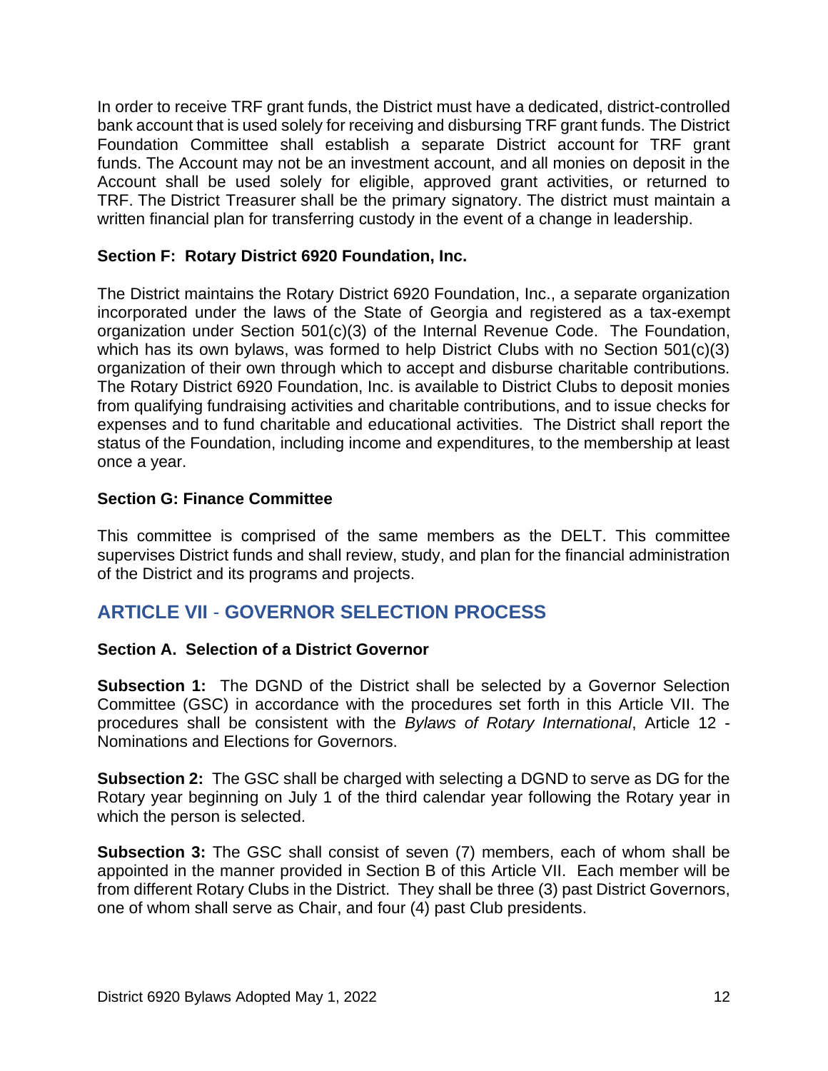In order to receive TRF grant funds, the District must have a dedicated, district-controlled bank account that is used solely for receiving and disbursing TRF grant funds. The District Foundation Committee shall establish a separate District account for TRF grant funds. The Account may not be an investment account, and all monies on deposit in the Account shall be used solely for eligible, approved grant activities, or returned to TRF. The District Treasurer shall be the primary signatory. The district must maintain a written financial plan for transferring custody in the event of a change in leadership.

### Section F: Rotary District 6920 Foundation, Inc.

The District maintains the Rotary District 6920 Foundation, Inc., a separate organization incorporated under the laws of the State of Georgia and registered as a tax-exempt organization under Section 501(c)(3) of the Internal Revenue Code. The Foundation, which has its own bylaws, was formed to help District Clubs with no Section 501(c)(3) organization of their own through which to accept and disburse charitable contributions. The Rotary District 6920 Foundation, Inc. is available to District Clubs to deposit monies from qualifying fundraising activities and charitable contributions, and to issue checks for expenses and to fund charitable and educational activities. The District shall report the status of the Foundation, including income and expenditures, to the membership at least once a year.

### Section G: Finance Committee

This committee is comprised of the same members as the DELT. This committee supervises District funds and shall review, study, and plan for the financial administration of the District and its programs and projects.

## ARTICLE VII - GOVERNOR SELECTION PROCESS

### Section A. Selection of a District Governor

**Subsection 1:** The DGND of the District shall be selected by a Governor Selection Committee (GSC) in accordance with the procedures set forth in this Article VII. The procedures shall be consistent with the *Bylaws of Rotary International*, Article 12 - Nominations and Elections for Governors.

**Subsection 2:** The GSC shall be charged with selecting a DGND to serve as DG for the Rotary year beginning on July 1 of the third calendar year following the Rotary year in which the person is selected.

**Subsection 3:** The GSC shall consist of seven (7) members, each of whom shall be appointed in the manner provided in Section B of this Article VII. Each member will be from different Rotary Clubs in the District. They shall be three (3) past District Governors, one of whom shall serve as Chair, and four (4) past Club presidents.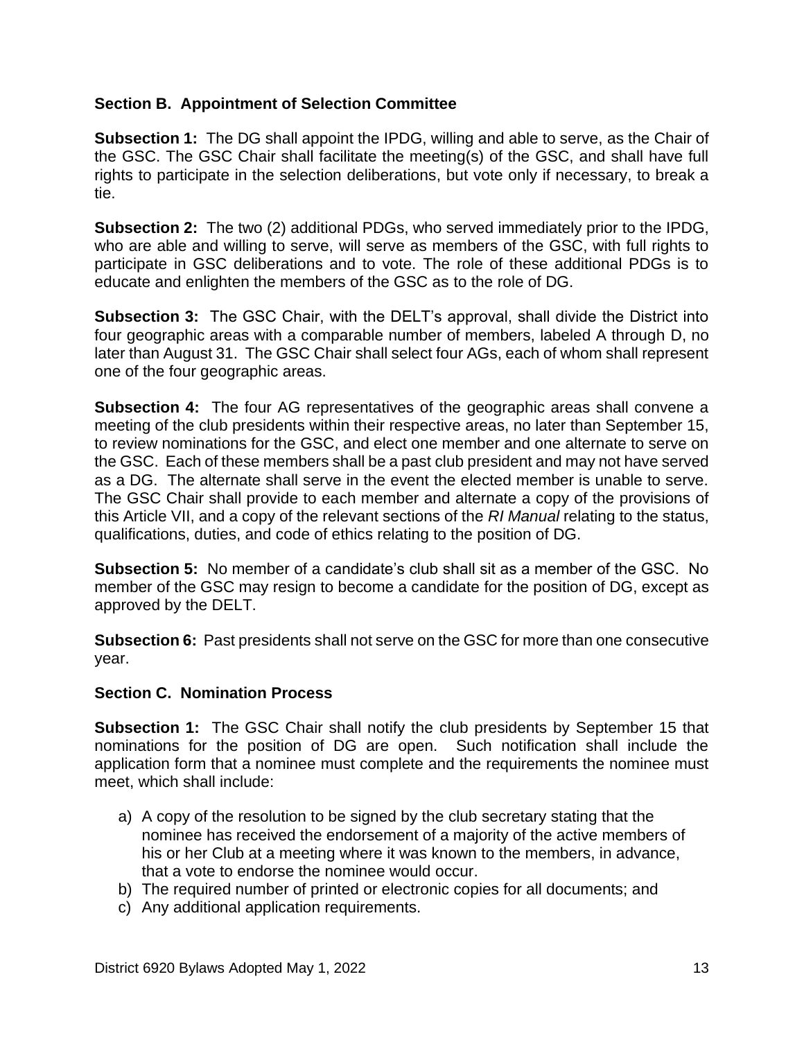### Section B. Appointment of Selection Committee

**Subsection 1:** The DG shall appoint the IPDG, willing and able to serve, as the Chair of the GSC. The GSC Chair shall facilitate the meeting(s) of the GSC, and shall have full rights to participate in the selection deliberations, but vote only if necessary, to break a tie.

**Subsection 2:** The two (2) additional PDGs, who served immediately prior to the IPDG, who are able and willing to serve, will serve as members of the GSC, with full rights to participate in GSC deliberations and to vote. The role of these additional PDGs is to educate and enlighten the members of the GSC as to the role of DG.

**Subsection 3:** The GSC Chair, with the DELT's approval, shall divide the District into four geographic areas with a comparable number of members, labeled A through D, no later than August 31. The GSC Chair shall select four AGs, each of whom shall represent one of the four geographic areas.

**Subsection 4:** The four AG representatives of the geographic areas shall convene a meeting of the club presidents within their respective areas, no later than September 15, to review nominations for the GSC, and elect one member and one alternate to serve on the GSC. Each of these members shall be a past club president and may not have served as a DG. The alternate shall serve in the event the elected member is unable to serve. The GSC Chair shall provide to each member and alternate a copy of the provisions of this Article VII, and a copy of the relevant sections of the *RI Manual* relating to the status, qualifications, duties, and code of ethics relating to the position of DG.

**Subsection 5:** No member of a candidate's club shall sit as a member of the GSC. No member of the GSC may resign to become a candidate for the position of DG, except as approved by the DELT.

**Subsection 6:** Past presidents shall not serve on the GSC for more than one consecutive year.

### Section C. Nomination Process

**Subsection 1:** The GSC Chair shall notify the club presidents by September 15 that nominations for the position of DG are open. Such notification shall include the application form that a nominee must complete and the requirements the nominee must meet, which shall include:

a) A copy of the resolution to be signed by the club secretary stating that the nominee has received the endorsement of a majority of the active members of his or her Club at a meeting where it was known to the members, in advance, that a vote to endorse the nominee would occur.
b) The required number of printed or electronic copies for all documents; and
c) Any additional application requirements.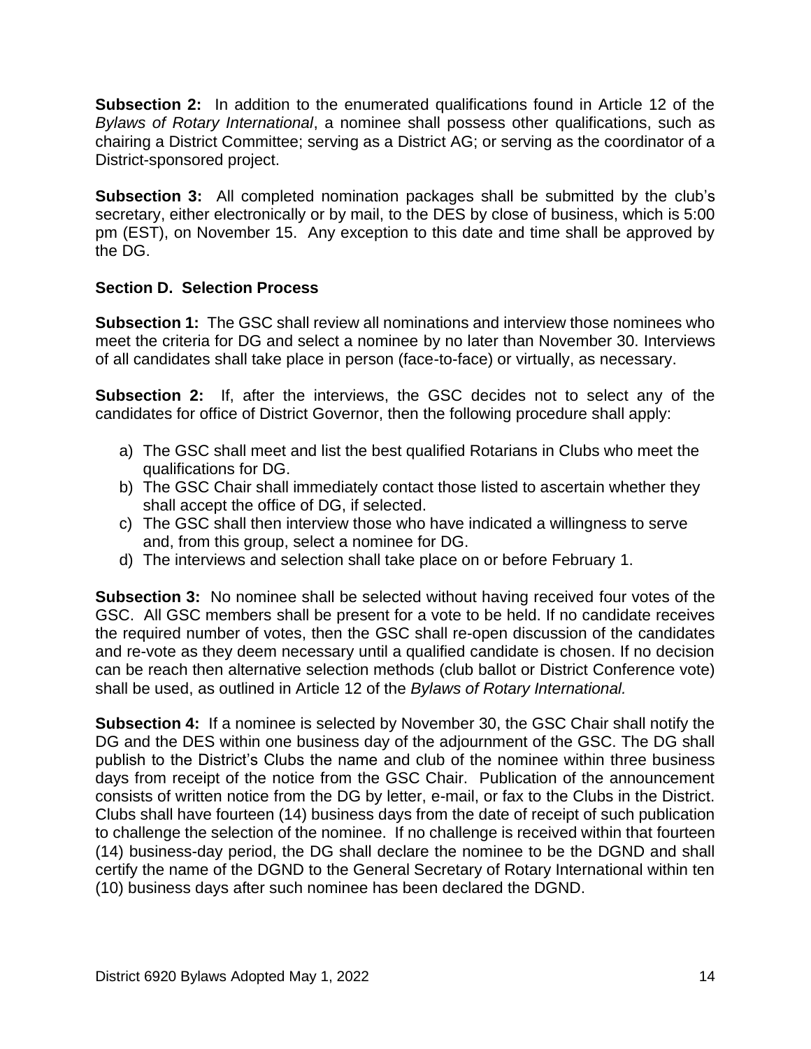**Subsection 2:** In addition to the enumerated qualifications found in Article 12 of the *Bylaws of Rotary International*, a nominee shall possess other qualifications, such as chairing a District Committee; serving as a District AG; or serving as the coordinator of a District-sponsored project.

**Subsection 3:** All completed nomination packages shall be submitted by the club's secretary, either electronically or by mail, to the DES by close of business, which is 5:00 pm (EST), on November 15. Any exception to this date and time shall be approved by the DG.

### Section D. Selection Process

**Subsection 1:** The GSC shall review all nominations and interview those nominees who meet the criteria for DG and select a nominee by no later than November 30. Interviews of all candidates shall take place in person (face-to-face) or virtually, as necessary.

**Subsection 2:** If, after the interviews, the GSC decides not to select any of the candidates for office of District Governor, then the following procedure shall apply:

a) The GSC shall meet and list the best qualified Rotarians in Clubs who meet the qualifications for DG.
b) The GSC Chair shall immediately contact those listed to ascertain whether they shall accept the office of DG, if selected.
c) The GSC shall then interview those who have indicated a willingness to serve and, from this group, select a nominee for DG.
d) The interviews and selection shall take place on or before February 1.

**Subsection 3:** No nominee shall be selected without having received four votes of the GSC. All GSC members shall be present for a vote to be held. If no candidate receives the required number of votes, then the GSC shall re-open discussion of the candidates and re-vote as they deem necessary until a qualified candidate is chosen. If no decision can be reach then alternative selection methods (club ballot or District Conference vote) shall be used, as outlined in Article 12 of the *Bylaws of Rotary International.*

**Subsection 4:** If a nominee is selected by November 30, the GSC Chair shall notify the DG and the DES within one business day of the adjournment of the GSC. The DG shall publish to the District's Clubs the name and club of the nominee within three business days from receipt of the notice from the GSC Chair. Publication of the announcement consists of written notice from the DG by letter, e-mail, or fax to the Clubs in the District. Clubs shall have fourteen (14) business days from the date of receipt of such publication to challenge the selection of the nominee. If no challenge is received within that fourteen (14) business-day period, the DG shall declare the nominee to be the DGND and shall certify the name of the DGND to the General Secretary of Rotary International within ten (10) business days after such nominee has been declared the DGND.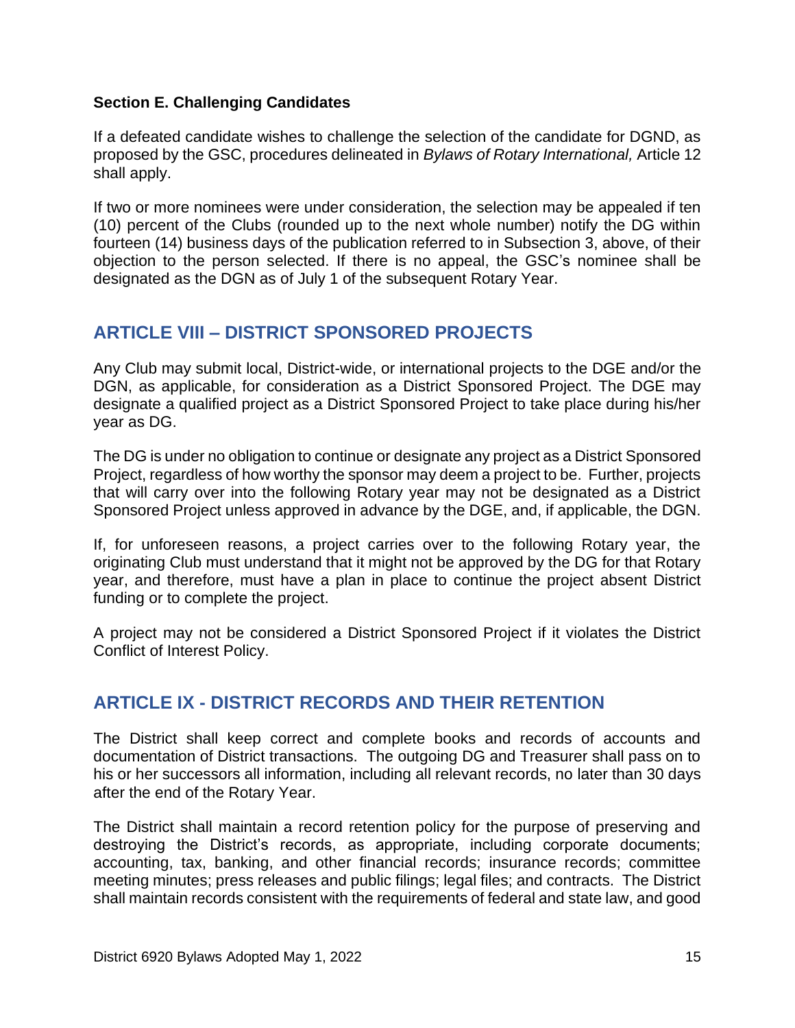### Section E. Challenging Candidates

If a defeated candidate wishes to challenge the selection of the candidate for DGND, as proposed by the GSC, procedures delineated in *Bylaws of Rotary International,* Article 12 shall apply.

If two or more nominees were under consideration, the selection may be appealed if ten (10) percent of the Clubs (rounded up to the next whole number) notify the DG within fourteen (14) business days of the publication referred to in Subsection 3, above, of their objection to the person selected. If there is no appeal, the GSC's nominee shall be designated as the DGN as of July 1 of the subsequent Rotary Year.

## ARTICLE VIII – DISTRICT SPONSORED PROJECTS

Any Club may submit local, District-wide, or international projects to the DGE and/or the DGN, as applicable, for consideration as a District Sponsored Project. The DGE may designate a qualified project as a District Sponsored Project to take place during his/her year as DG.

The DG is under no obligation to continue or designate any project as a District Sponsored Project, regardless of how worthy the sponsor may deem a project to be. Further, projects that will carry over into the following Rotary year may not be designated as a District Sponsored Project unless approved in advance by the DGE, and, if applicable, the DGN.

If, for unforeseen reasons, a project carries over to the following Rotary year, the originating Club must understand that it might not be approved by the DG for that Rotary year, and therefore, must have a plan in place to continue the project absent District funding or to complete the project.

A project may not be considered a District Sponsored Project if it violates the District Conflict of Interest Policy.

## ARTICLE IX - DISTRICT RECORDS AND THEIR RETENTION

The District shall keep correct and complete books and records of accounts and documentation of District transactions. The outgoing DG and Treasurer shall pass on to his or her successors all information, including all relevant records, no later than 30 days after the end of the Rotary Year.

The District shall maintain a record retention policy for the purpose of preserving and destroying the District's records, as appropriate, including corporate documents; accounting, tax, banking, and other financial records; insurance records; committee meeting minutes; press releases and public filings; legal files; and contracts. The District shall maintain records consistent with the requirements of federal and state law, and good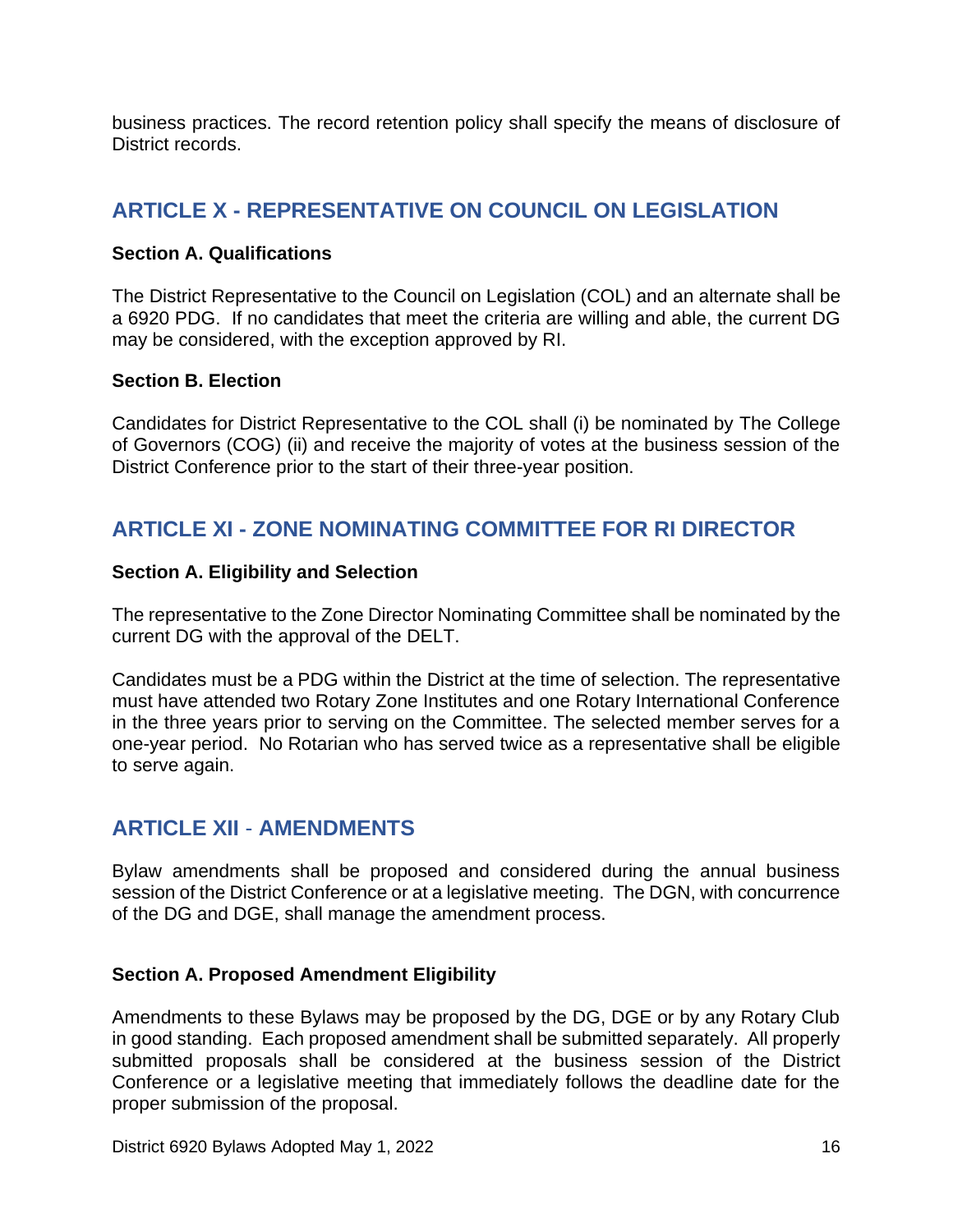business practices. The record retention policy shall specify the means of disclosure of District records.

## ARTICLE X - REPRESENTATIVE ON COUNCIL ON LEGISLATION

**Section A. Qualifications**

The District Representative to the Council on Legislation (COL) and an alternate shall be a 6920 PDG. If no candidates that meet the criteria are willing and able, the current DG may be considered, with the exception approved by RI.

**Section B. Election**

Candidates for District Representative to the COL shall (i) be nominated by The College of Governors (COG) (ii) and receive the majority of votes at the business session of the District Conference prior to the start of their three-year position.

## ARTICLE XI - ZONE NOMINATING COMMITTEE FOR RI DIRECTOR

**Section A. Eligibility and Selection**

The representative to the Zone Director Nominating Committee shall be nominated by the current DG with the approval of the DELT.

Candidates must be a PDG within the District at the time of selection. The representative must have attended two Rotary Zone Institutes and one Rotary International Conference in the three years prior to serving on the Committee. The selected member serves for a one-year period. No Rotarian who has served twice as a representative shall be eligible to serve again.

## ARTICLE XII - AMENDMENTS

Bylaw amendments shall be proposed and considered during the annual business session of the District Conference or at a legislative meeting. The DGN, with concurrence of the DG and DGE, shall manage the amendment process.

**Section A. Proposed Amendment Eligibility**

Amendments to these Bylaws may be proposed by the DG, DGE or by any Rotary Club in good standing. Each proposed amendment shall be submitted separately. All properly submitted proposals shall be considered at the business session of the District Conference or a legislative meeting that immediately follows the deadline date for the proper submission of the proposal.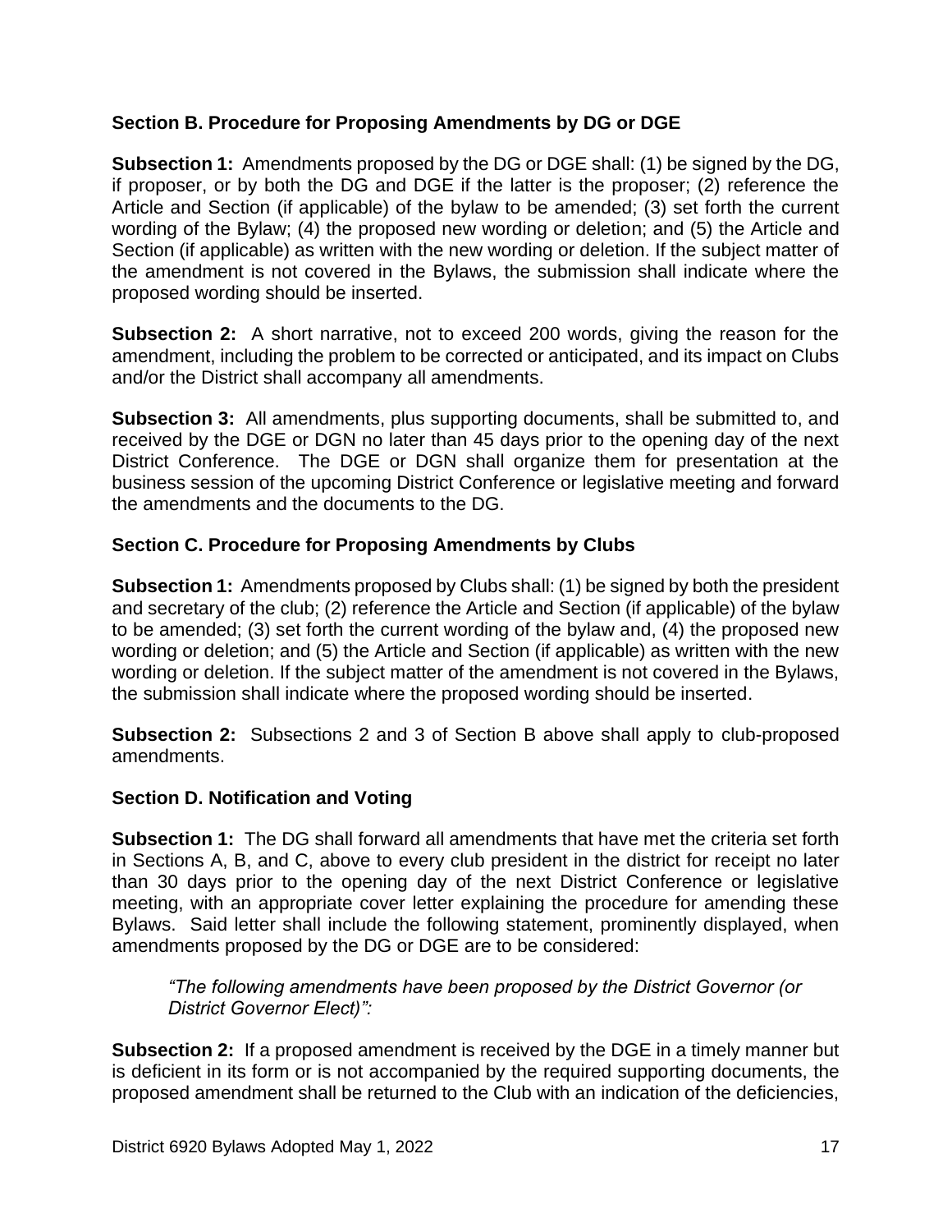### Section B. Procedure for Proposing Amendments by DG or DGE

**Subsection 1:** Amendments proposed by the DG or DGE shall: (1) be signed by the DG, if proposer, or by both the DG and DGE if the latter is the proposer; (2) reference the Article and Section (if applicable) of the bylaw to be amended; (3) set forth the current wording of the Bylaw; (4) the proposed new wording or deletion; and (5) the Article and Section (if applicable) as written with the new wording or deletion. If the subject matter of the amendment is not covered in the Bylaws, the submission shall indicate where the proposed wording should be inserted.

**Subsection 2:** A short narrative, not to exceed 200 words, giving the reason for the amendment, including the problem to be corrected or anticipated, and its impact on Clubs and/or the District shall accompany all amendments.

**Subsection 3:** All amendments, plus supporting documents, shall be submitted to, and received by the DGE or DGN no later than 45 days prior to the opening day of the next District Conference. The DGE or DGN shall organize them for presentation at the business session of the upcoming District Conference or legislative meeting and forward the amendments and the documents to the DG.

### Section C. Procedure for Proposing Amendments by Clubs

**Subsection 1:** Amendments proposed by Clubs shall: (1) be signed by both the president and secretary of the club; (2) reference the Article and Section (if applicable) of the bylaw to be amended; (3) set forth the current wording of the bylaw and, (4) the proposed new wording or deletion; and (5) the Article and Section (if applicable) as written with the new wording or deletion. If the subject matter of the amendment is not covered in the Bylaws, the submission shall indicate where the proposed wording should be inserted.

**Subsection 2:** Subsections 2 and 3 of Section B above shall apply to club-proposed amendments.

### Section D. Notification and Voting

**Subsection 1:** The DG shall forward all amendments that have met the criteria set forth in Sections A, B, and C, above to every club president in the district for receipt no later than 30 days prior to the opening day of the next District Conference or legislative meeting, with an appropriate cover letter explaining the procedure for amending these Bylaws. Said letter shall include the following statement, prominently displayed, when amendments proposed by the DG or DGE are to be considered:

> *"The following amendments have been proposed by the District Governor (or District Governor Elect)":*

**Subsection 2:** If a proposed amendment is received by the DGE in a timely manner but is deficient in its form or is not accompanied by the required supporting documents, the proposed amendment shall be returned to the Club with an indication of the deficiencies,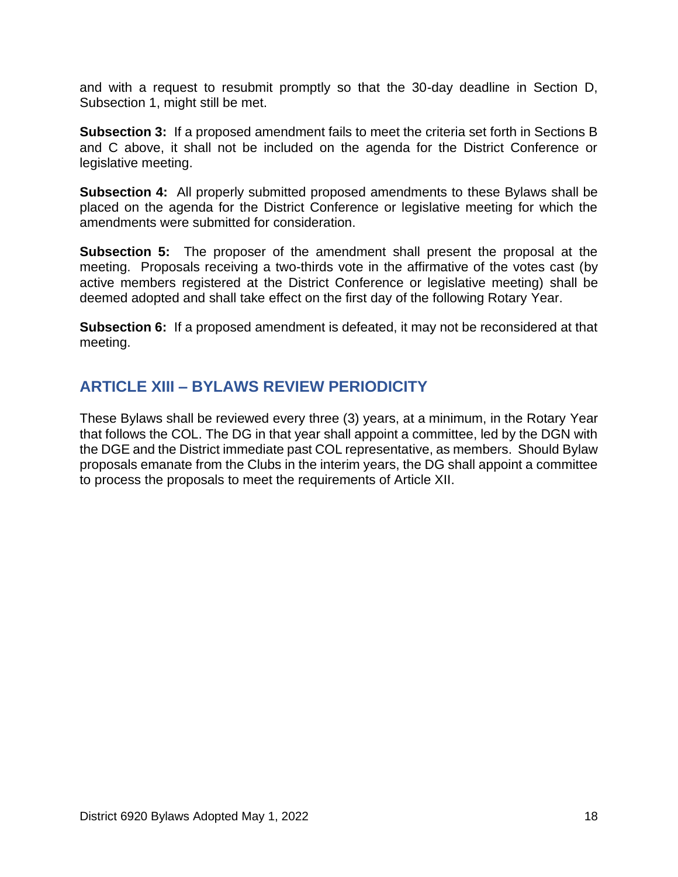and with a request to resubmit promptly so that the 30-day deadline in Section D, Subsection 1, might still be met.

**Subsection 3:** If a proposed amendment fails to meet the criteria set forth in Sections B and C above, it shall not be included on the agenda for the District Conference or legislative meeting.

**Subsection 4:** All properly submitted proposed amendments to these Bylaws shall be placed on the agenda for the District Conference or legislative meeting for which the amendments were submitted for consideration.

**Subsection 5:** The proposer of the amendment shall present the proposal at the meeting. Proposals receiving a two-thirds vote in the affirmative of the votes cast (by active members registered at the District Conference or legislative meeting) shall be deemed adopted and shall take effect on the first day of the following Rotary Year.

**Subsection 6:** If a proposed amendment is defeated, it may not be reconsidered at that meeting.

## ARTICLE XIII – BYLAWS REVIEW PERIODICITY

These Bylaws shall be reviewed every three (3) years, at a minimum, in the Rotary Year that follows the COL. The DG in that year shall appoint a committee, led by the DGN with the DGE and the District immediate past COL representative, as members. Should Bylaw proposals emanate from the Clubs in the interim years, the DG shall appoint a committee to process the proposals to meet the requirements of Article XII.